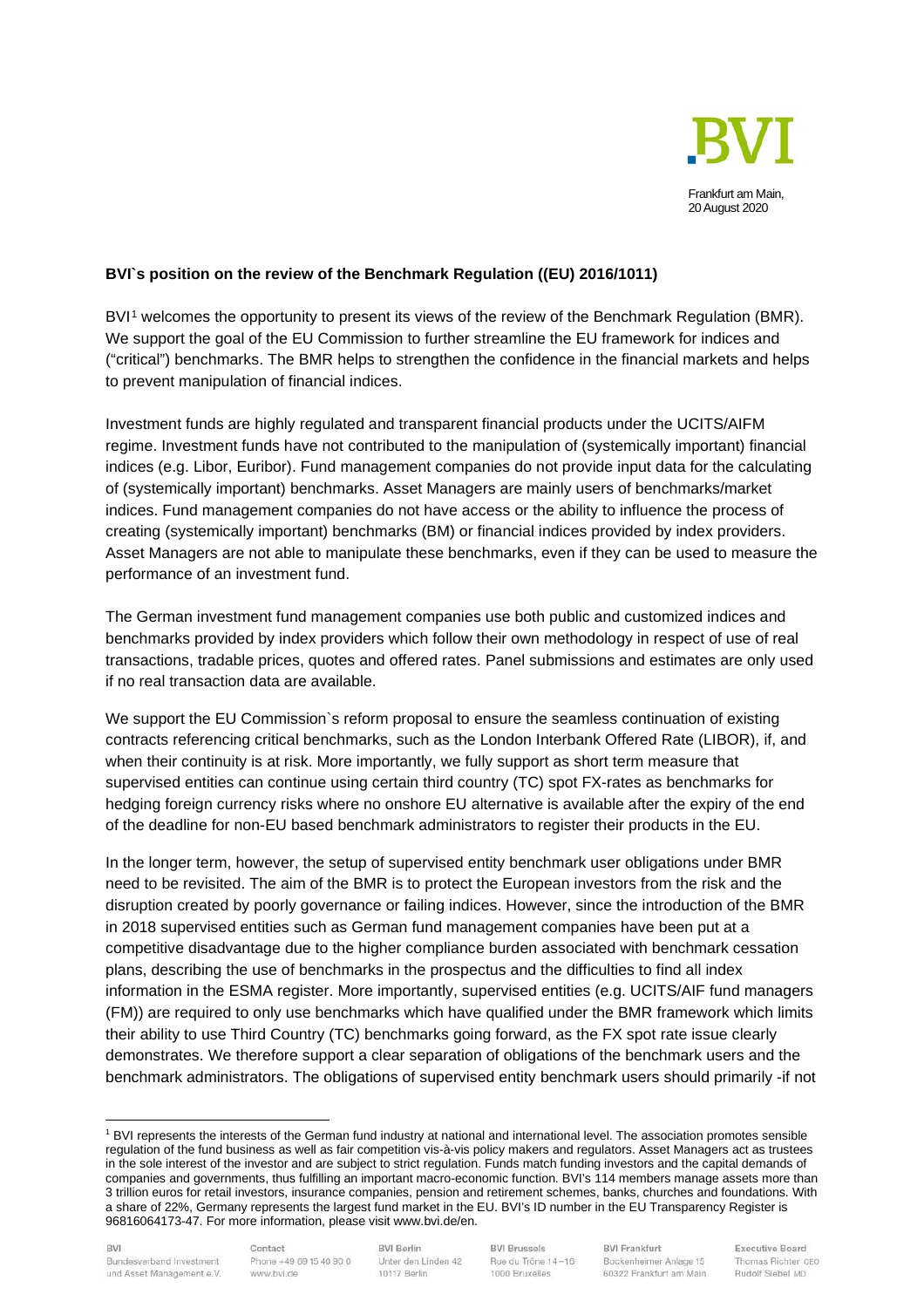Frankfurt am Main,
20 August 2020

**BVI`s position on the review of the Benchmark Regulation ((EU) 2016/1011)**

BVI[1] welcomes the opportunity to present its views of the review of the Benchmark Regulation (BMR). We support the goal of the EU Commission to further streamline the EU framework for indices and ("critical") benchmarks. The BMR helps to strengthen the confidence in the financial markets and helps to prevent manipulation of financial indices.

Investment funds are highly regulated and transparent financial products under the UCITS/AIFM regime. Investment funds have not contributed to the manipulation of (systemically important) financial indices (e.g. Libor, Euribor). Fund management companies do not provide input data for the calculating of (systemically important) benchmarks. Asset Managers are mainly users of benchmarks/market indices. Fund management companies do not have access or the ability to influence the process of creating (systemically important) benchmarks (BM) or financial indices provided by index providers. Asset Managers are not able to manipulate these benchmarks, even if they can be used to measure the performance of an investment fund.

The German investment fund management companies use both public and customized indices and benchmarks provided by index providers which follow their own methodology in respect of use of real transactions, tradable prices, quotes and offered rates. Panel submissions and estimates are only used if no real transaction data are available.

We support the EU Commission`s reform proposal to ensure the seamless continuation of existing contracts referencing critical benchmarks, such as the London Interbank Offered Rate (LIBOR), if, and when their continuity is at risk. More importantly, we fully support as short term measure that supervised entities can continue using certain third country (TC) spot FX-rates as benchmarks for hedging foreign currency risks where no onshore EU alternative is available after the expiry of the end of the deadline for non-EU based benchmark administrators to register their products in the EU.

In the longer term, however, the setup of supervised entity benchmark user obligations under BMR need to be revisited. The aim of the BMR is to protect the European investors from the risk and the disruption created by poorly governance or failing indices. However, since the introduction of the BMR in 2018 supervised entities such as German fund management companies have been put at a competitive disadvantage due to the higher compliance burden associated with benchmark cessation plans, describing the use of benchmarks in the prospectus and the difficulties to find all index information in the ESMA register. More importantly, supervised entities (e.g. UCITS/AIF fund managers (FM)) are required to only use benchmarks which have qualified under the BMR framework which limits their ability to use Third Country (TC) benchmarks going forward, as the FX spot rate issue clearly demonstrates. We therefore support a clear separation of obligations of the benchmark users and the benchmark administrators. The obligations of supervised entity benchmark users should primarily -if not

[1] BVI represents the interests of the German fund industry at national and international level. The association promotes sensible regulation of the fund business as well as fair competition vis-à-vis policy makers and regulators. Asset Managers act as trustees in the sole interest of the investor and are subject to strict regulation. Funds match funding investors and the capital demands of companies and governments, thus fulfilling an important macro-economic function. BVI's 114 members manage assets more than 3 trillion euros for retail investors, insurance companies, pension and retirement schemes, banks, churches and foundations. With a share of 22%, Germany represents the largest fund market in the EU. BVI's ID number in the EU Transparency Register is 96816064173-47. For more information, please visit www.bvi.de/en.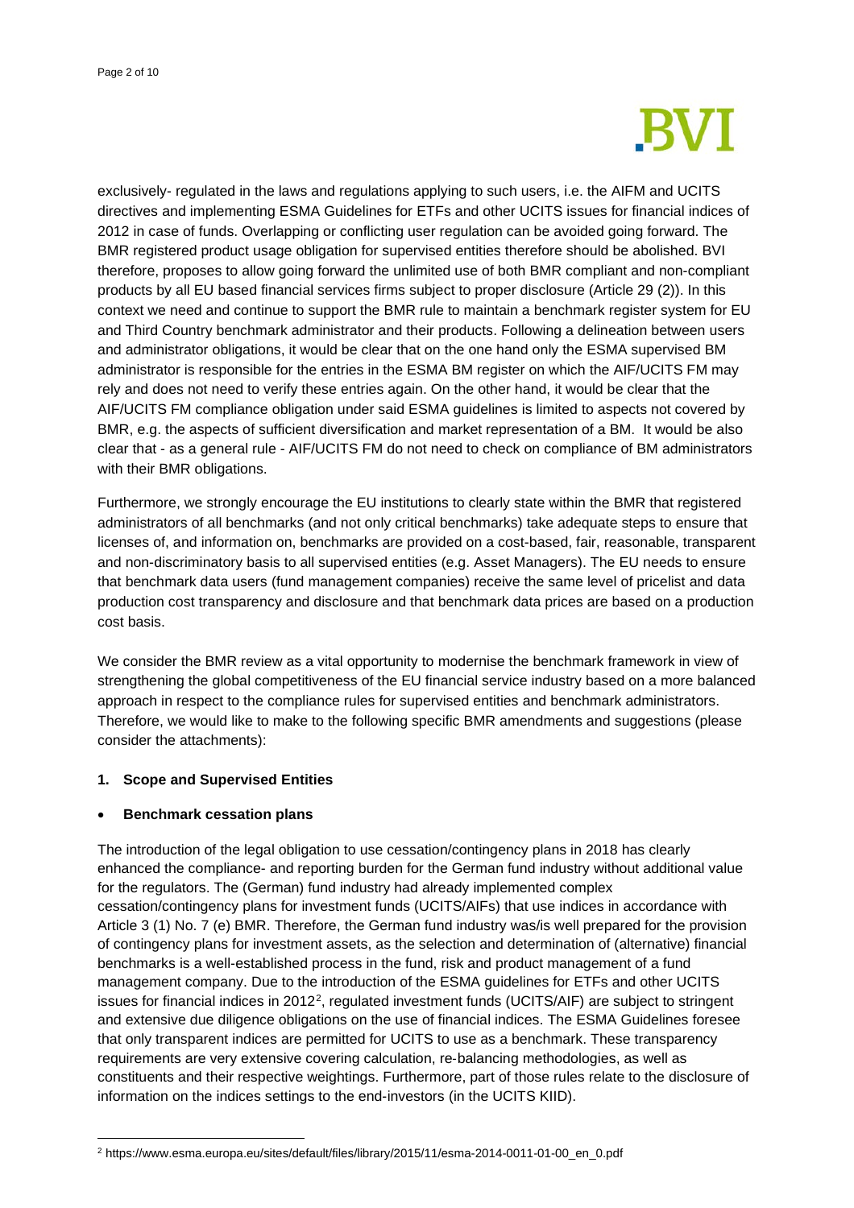exclusively- regulated in the laws and regulations applying to such users, i.e. the AIFM and UCITS directives and implementing ESMA Guidelines for ETFs and other UCITS issues for financial indices of 2012 in case of funds. Overlapping or conflicting user regulation can be avoided going forward. The BMR registered product usage obligation for supervised entities therefore should be abolished. BVI therefore, proposes to allow going forward the unlimited use of both BMR compliant and non-compliant products by all EU based financial services firms subject to proper disclosure (Article 29 (2)). In this context we need and continue to support the BMR rule to maintain a benchmark register system for EU and Third Country benchmark administrator and their products. Following a delineation between users and administrator obligations, it would be clear that on the one hand only the ESMA supervised BM administrator is responsible for the entries in the ESMA BM register on which the AIF/UCITS FM may rely and does not need to verify these entries again. On the other hand, it would be clear that the AIF/UCITS FM compliance obligation under said ESMA guidelines is limited to aspects not covered by BMR, e.g. the aspects of sufficient diversification and market representation of a BM. It would be also clear that - as a general rule - AIF/UCITS FM do not need to check on compliance of BM administrators with their BMR obligations.

Furthermore, we strongly encourage the EU institutions to clearly state within the BMR that registered administrators of all benchmarks (and not only critical benchmarks) take adequate steps to ensure that licenses of, and information on, benchmarks are provided on a cost-based, fair, reasonable, transparent and non-discriminatory basis to all supervised entities (e.g. Asset Managers). The EU needs to ensure that benchmark data users (fund management companies) receive the same level of pricelist and data production cost transparency and disclosure and that benchmark data prices are based on a production cost basis.

We consider the BMR review as a vital opportunity to modernise the benchmark framework in view of strengthening the global competitiveness of the EU financial service industry based on a more balanced approach in respect to the compliance rules for supervised entities and benchmark administrators. Therefore, we would like to make to the following specific BMR amendments and suggestions (please consider the attachments):

**1. Scope and Supervised Entities**

- **Benchmark cessation plans**

The introduction of the legal obligation to use cessation/contingency plans in 2018 has clearly enhanced the compliance- and reporting burden for the German fund industry without additional value for the regulators. The (German) fund industry had already implemented complex cessation/contingency plans for investment funds (UCITS/AIFs) that use indices in accordance with Article 3 (1) No. 7 (e) BMR. Therefore, the German fund industry was/is well prepared for the provision of contingency plans for investment assets, as the selection and determination of (alternative) financial benchmarks is a well-established process in the fund, risk and product management of a fund management company. Due to the introduction of the ESMA guidelines for ETFs and other UCITS issues for financial indices in 2012[2], regulated investment funds (UCITS/AIF) are subject to stringent and extensive due diligence obligations on the use of financial indices. The ESMA Guidelines foresee that only transparent indices are permitted for UCITS to use as a benchmark. These transparency requirements are very extensive covering calculation, re-balancing methodologies, as well as constituents and their respective weightings. Furthermore, part of those rules relate to the disclosure of information on the indices settings to the end-investors (in the UCITS KIID).

[2] https://www.esma.europa.eu/sites/default/files/library/2015/11/esma-2014-0011-01-00_en_0.pdf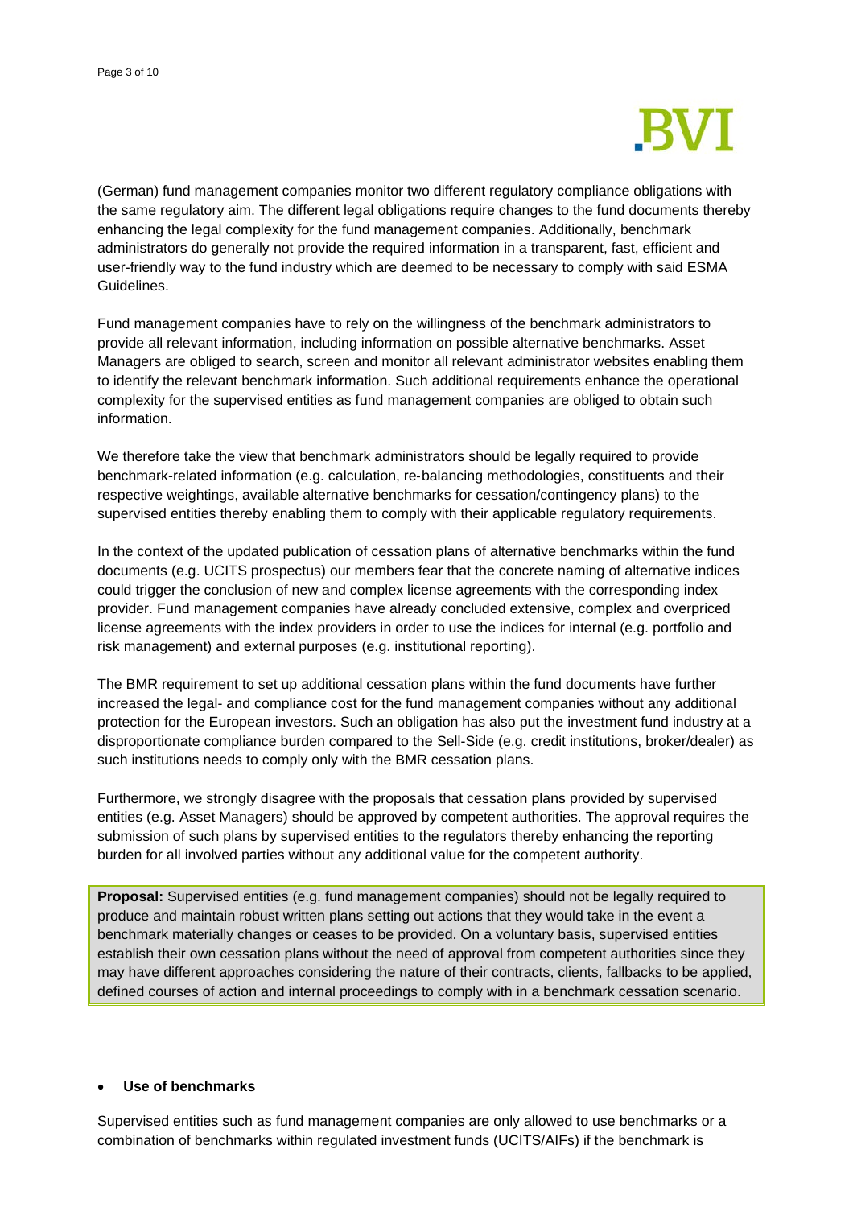(German) fund management companies monitor two different regulatory compliance obligations with the same regulatory aim. The different legal obligations require changes to the fund documents thereby enhancing the legal complexity for the fund management companies. Additionally, benchmark administrators do generally not provide the required information in a transparent, fast, efficient and user-friendly way to the fund industry which are deemed to be necessary to comply with said ESMA Guidelines.

Fund management companies have to rely on the willingness of the benchmark administrators to provide all relevant information, including information on possible alternative benchmarks. Asset Managers are obliged to search, screen and monitor all relevant administrator websites enabling them to identify the relevant benchmark information. Such additional requirements enhance the operational complexity for the supervised entities as fund management companies are obliged to obtain such information.

We therefore take the view that benchmark administrators should be legally required to provide benchmark-related information (e.g. calculation, re-balancing methodologies, constituents and their respective weightings, available alternative benchmarks for cessation/contingency plans) to the supervised entities thereby enabling them to comply with their applicable regulatory requirements.

In the context of the updated publication of cessation plans of alternative benchmarks within the fund documents (e.g. UCITS prospectus) our members fear that the concrete naming of alternative indices could trigger the conclusion of new and complex license agreements with the corresponding index provider. Fund management companies have already concluded extensive, complex and overpriced license agreements with the index providers in order to use the indices for internal (e.g. portfolio and risk management) and external purposes (e.g. institutional reporting).

The BMR requirement to set up additional cessation plans within the fund documents have further increased the legal- and compliance cost for the fund management companies without any additional protection for the European investors. Such an obligation has also put the investment fund industry at a disproportionate compliance burden compared to the Sell-Side (e.g. credit institutions, broker/dealer) as such institutions needs to comply only with the BMR cessation plans.

Furthermore, we strongly disagree with the proposals that cessation plans provided by supervised entities (e.g. Asset Managers) should be approved by competent authorities. The approval requires the submission of such plans by supervised entities to the regulators thereby enhancing the reporting burden for all involved parties without any additional value for the competent authority.

**Proposal:** Supervised entities (e.g. fund management companies) should not be legally required to produce and maintain robust written plans setting out actions that they would take in the event a benchmark materially changes or ceases to be provided. On a voluntary basis, supervised entities establish their own cessation plans without the need of approval from competent authorities since they may have different approaches considering the nature of their contracts, clients, fallbacks to be applied, defined courses of action and internal proceedings to comply with in a benchmark cessation scenario.

- **Use of benchmarks**

Supervised entities such as fund management companies are only allowed to use benchmarks or a combination of benchmarks within regulated investment funds (UCITS/AIFs) if the benchmark is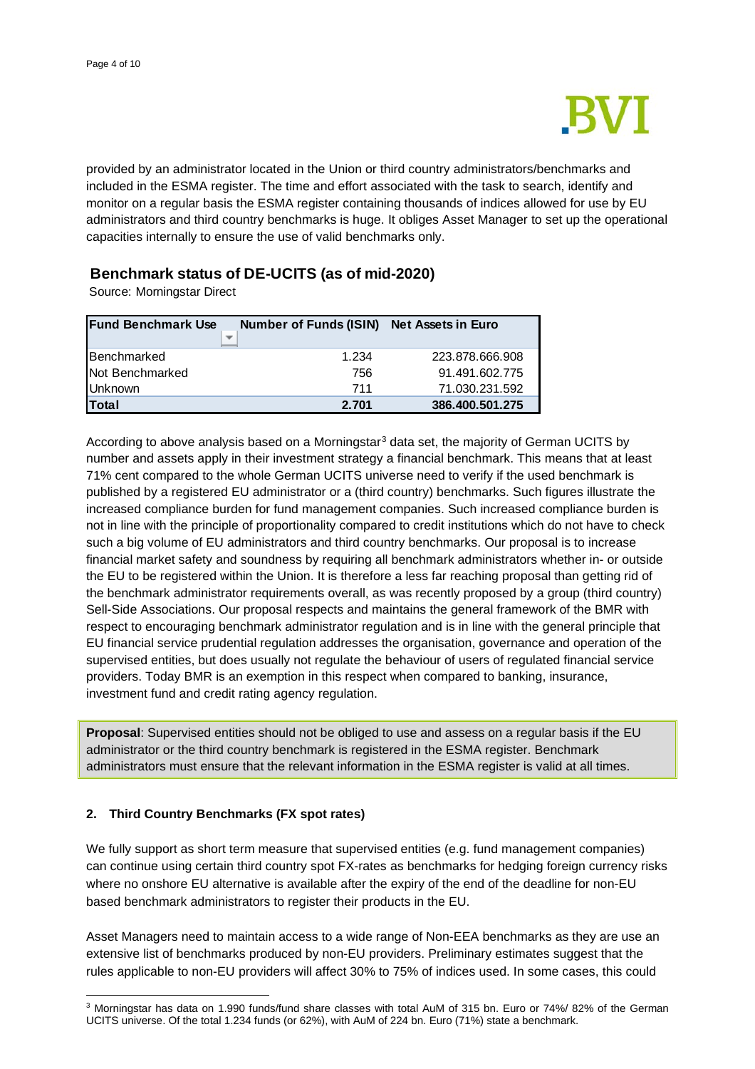provided by an administrator located in the Union or third country administrators/benchmarks and included in the ESMA register. The time and effort associated with the task to search, identify and monitor on a regular basis the ESMA register containing thousands of indices allowed for use by EU administrators and third country benchmarks is huge. It obliges Asset Manager to set up the operational capacities internally to ensure the use of valid benchmarks only.

## Benchmark status of DE-UCITS (as of mid-2020)

Source: Morningstar Direct

| Fund Benchmark Use | Number of Funds (ISIN) | Net Assets in Euro |
|---|---|---|
| Benchmarked | 1.234 | 223.878.666.908 |
| Not Benchmarked | 756 | 91.491.602.775 |
| Unknown | 711 | 71.030.231.592 |
| **Total** | **2.701** | **386.400.501.275** |

According to above analysis based on a Morningstar[3] data set, the majority of German UCITS by number and assets apply in their investment strategy a financial benchmark. This means that at least 71% cent compared to the whole German UCITS universe need to verify if the used benchmark is published by a registered EU administrator or a (third country) benchmarks. Such figures illustrate the increased compliance burden for fund management companies. Such increased compliance burden is not in line with the principle of proportionality compared to credit institutions which do not have to check such a big volume of EU administrators and third country benchmarks. Our proposal is to increase financial market safety and soundness by requiring all benchmark administrators whether in- or outside the EU to be registered within the Union. It is therefore a less far reaching proposal than getting rid of the benchmark administrator requirements overall, as was recently proposed by a group (third country) Sell-Side Associations. Our proposal respects and maintains the general framework of the BMR with respect to encouraging benchmark administrator regulation and is in line with the general principle that EU financial service prudential regulation addresses the organisation, governance and operation of the supervised entities, but does usually not regulate the behaviour of users of regulated financial service providers. Today BMR is an exemption in this respect when compared to banking, insurance, investment fund and credit rating agency regulation.

**Proposal**: Supervised entities should not be obliged to use and assess on a regular basis if the EU administrator or the third country benchmark is registered in the ESMA register. Benchmark administrators must ensure that the relevant information in the ESMA register is valid at all times.

### 2. Third Country Benchmarks (FX spot rates)

We fully support as short term measure that supervised entities (e.g. fund management companies) can continue using certain third country spot FX-rates as benchmarks for hedging foreign currency risks where no onshore EU alternative is available after the expiry of the end of the deadline for non-EU based benchmark administrators to register their products in the EU.

Asset Managers need to maintain access to a wide range of Non-EEA benchmarks as they are use an extensive list of benchmarks produced by non-EU providers. Preliminary estimates suggest that the rules applicable to non-EU providers will affect 30% to 75% of indices used. In some cases, this could

[3] Morningstar has data on 1.990 funds/fund share classes with total AuM of 315 bn. Euro or 74%/ 82% of the German UCITS universe. Of the total 1.234 funds (or 62%), with AuM of 224 bn. Euro (71%) state a benchmark.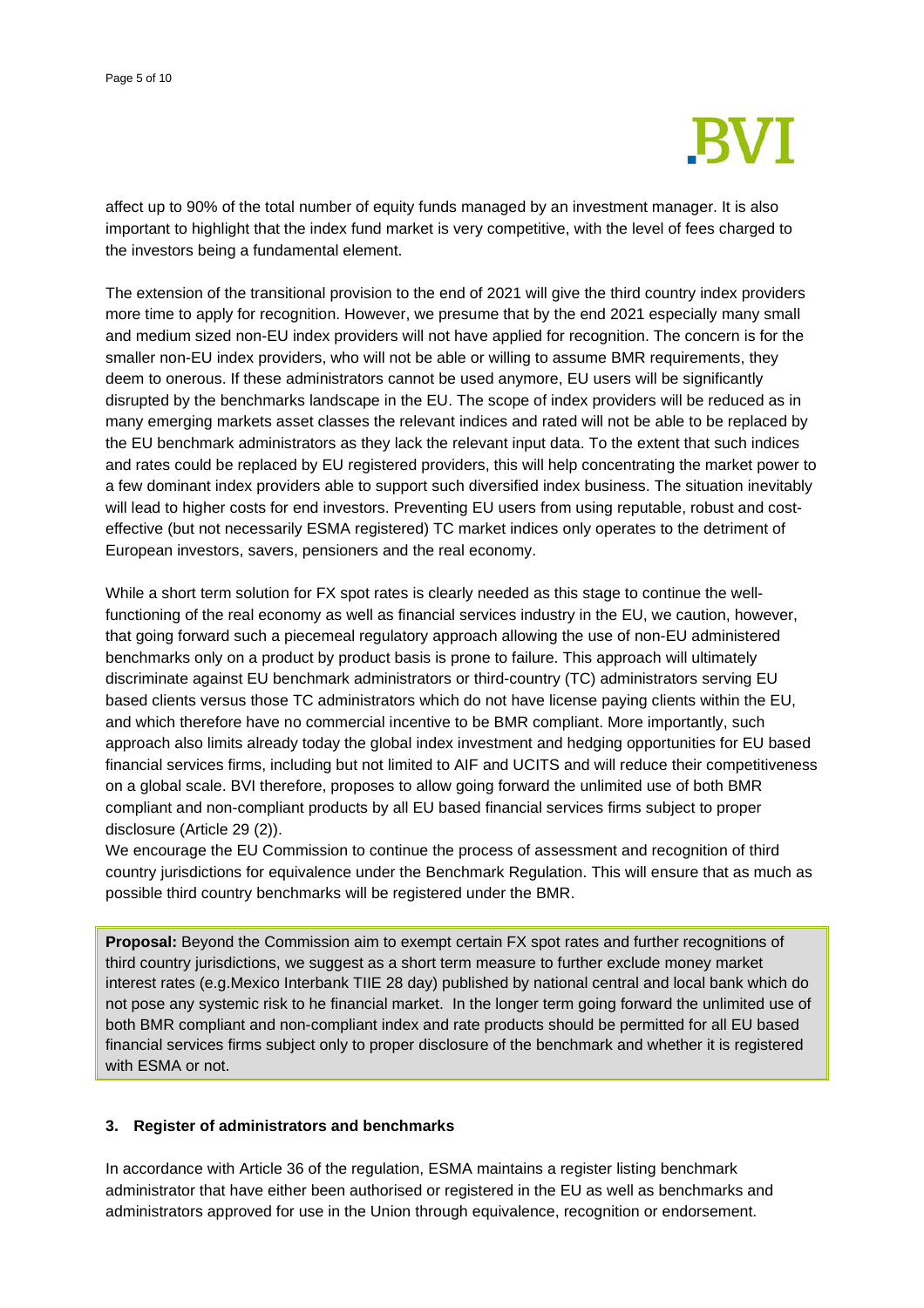affect up to 90% of the total number of equity funds managed by an investment manager. It is also important to highlight that the index fund market is very competitive, with the level of fees charged to the investors being a fundamental element.

The extension of the transitional provision to the end of 2021 will give the third country index providers more time to apply for recognition. However, we presume that by the end 2021 especially many small and medium sized non-EU index providers will not have applied for recognition. The concern is for the smaller non-EU index providers, who will not be able or willing to assume BMR requirements, they deem to onerous. If these administrators cannot be used anymore, EU users will be significantly disrupted by the benchmarks landscape in the EU. The scope of index providers will be reduced as in many emerging markets asset classes the relevant indices and rated will not be able to be replaced by the EU benchmark administrators as they lack the relevant input data. To the extent that such indices and rates could be replaced by EU registered providers, this will help concentrating the market power to a few dominant index providers able to support such diversified index business. The situation inevitably will lead to higher costs for end investors. Preventing EU users from using reputable, robust and cost-effective (but not necessarily ESMA registered) TC market indices only operates to the detriment of European investors, savers, pensioners and the real economy.

While a short term solution for FX spot rates is clearly needed as this stage to continue the well-functioning of the real economy as well as financial services industry in the EU, we caution, however, that going forward such a piecemeal regulatory approach allowing the use of non-EU administered benchmarks only on a product by product basis is prone to failure. This approach will ultimately discriminate against EU benchmark administrators or third-country (TC) administrators serving EU based clients versus those TC administrators which do not have license paying clients within the EU, and which therefore have no commercial incentive to be BMR compliant. More importantly, such approach also limits already today the global index investment and hedging opportunities for EU based financial services firms, including but not limited to AIF and UCITS and will reduce their competitiveness on a global scale. BVI therefore, proposes to allow going forward the unlimited use of both BMR compliant and non-compliant products by all EU based financial services firms subject to proper disclosure (Article 29 (2)).

We encourage the EU Commission to continue the process of assessment and recognition of third country jurisdictions for equivalence under the Benchmark Regulation. This will ensure that as much as possible third country benchmarks will be registered under the BMR.

**Proposal:** Beyond the Commission aim to exempt certain FX spot rates and further recognitions of third country jurisdictions, we suggest as a short term measure to further exclude money market interest rates (e.g.Mexico Interbank TIIE 28 day) published by national central and local bank which do not pose any systemic risk to he financial market. In the longer term going forward the unlimited use of both BMR compliant and non-compliant index and rate products should be permitted for all EU based financial services firms subject only to proper disclosure of the benchmark and whether it is registered with ESMA or not.

### 3. Register of administrators and benchmarks

In accordance with Article 36 of the regulation, ESMA maintains a register listing benchmark administrator that have either been authorised or registered in the EU as well as benchmarks and administrators approved for use in the Union through equivalence, recognition or endorsement.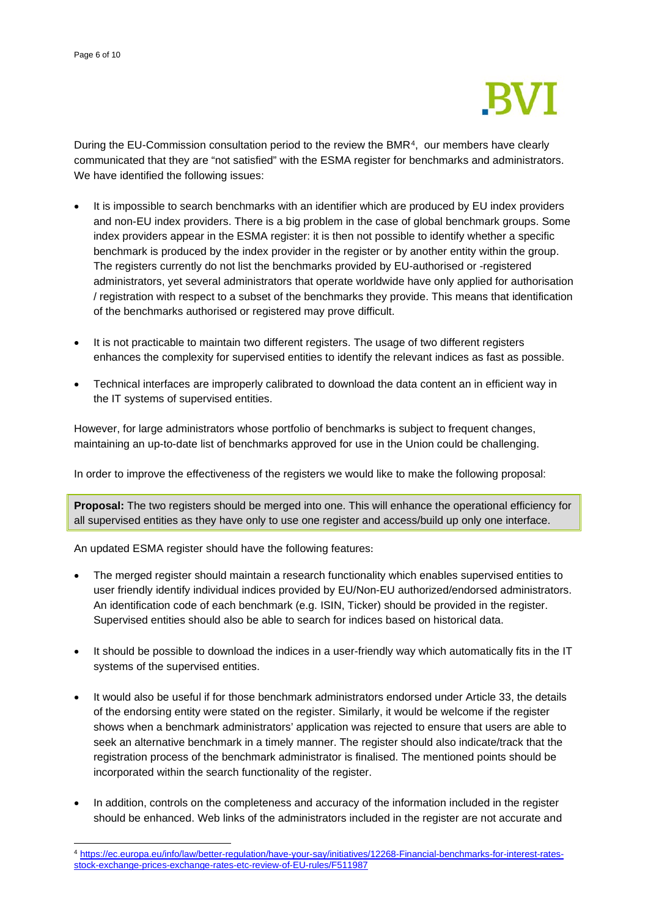During the EU-Commission consultation period to the review the BMR[4], our members have clearly communicated that they are "not satisfied" with the ESMA register for benchmarks and administrators. We have identified the following issues:

- It is impossible to search benchmarks with an identifier which are produced by EU index providers and non-EU index providers. There is a big problem in the case of global benchmark groups. Some index providers appear in the ESMA register: it is then not possible to identify whether a specific benchmark is produced by the index provider in the register or by another entity within the group. The registers currently do not list the benchmarks provided by EU-authorised or -registered administrators, yet several administrators that operate worldwide have only applied for authorisation / registration with respect to a subset of the benchmarks they provide. This means that identification of the benchmarks authorised or registered may prove difficult.

- It is not practicable to maintain two different registers. The usage of two different registers enhances the complexity for supervised entities to identify the relevant indices as fast as possible.

- Technical interfaces are improperly calibrated to download the data content an in efficient way in the IT systems of supervised entities.

However, for large administrators whose portfolio of benchmarks is subject to frequent changes, maintaining an up-to-date list of benchmarks approved for use in the Union could be challenging.

In order to improve the effectiveness of the registers we would like to make the following proposal:

**Proposal:** The two registers should be merged into one. This will enhance the operational efficiency for all supervised entities as they have only to use one register and access/build up only one interface.

An updated ESMA register should have the following features:

- The merged register should maintain a research functionality which enables supervised entities to user friendly identify individual indices provided by EU/Non-EU authorized/endorsed administrators. An identification code of each benchmark (e.g. ISIN, Ticker) should be provided in the register. Supervised entities should also be able to search for indices based on historical data.

- It should be possible to download the indices in a user-friendly way which automatically fits in the IT systems of the supervised entities.

- It would also be useful if for those benchmark administrators endorsed under Article 33, the details of the endorsing entity were stated on the register. Similarly, it would be welcome if the register shows when a benchmark administrators' application was rejected to ensure that users are able to seek an alternative benchmark in a timely manner. The register should also indicate/track that the registration process of the benchmark administrator is finalised. The mentioned points should be incorporated within the search functionality of the register.

- In addition, controls on the completeness and accuracy of the information included in the register should be enhanced. Web links of the administrators included in the register are not accurate and

[4] https://ec.europa.eu/info/law/better-regulation/have-your-say/initiatives/12268-Financial-benchmarks-for-interest-rates-stock-exchange-prices-exchange-rates-etc-review-of-EU-rules/F511987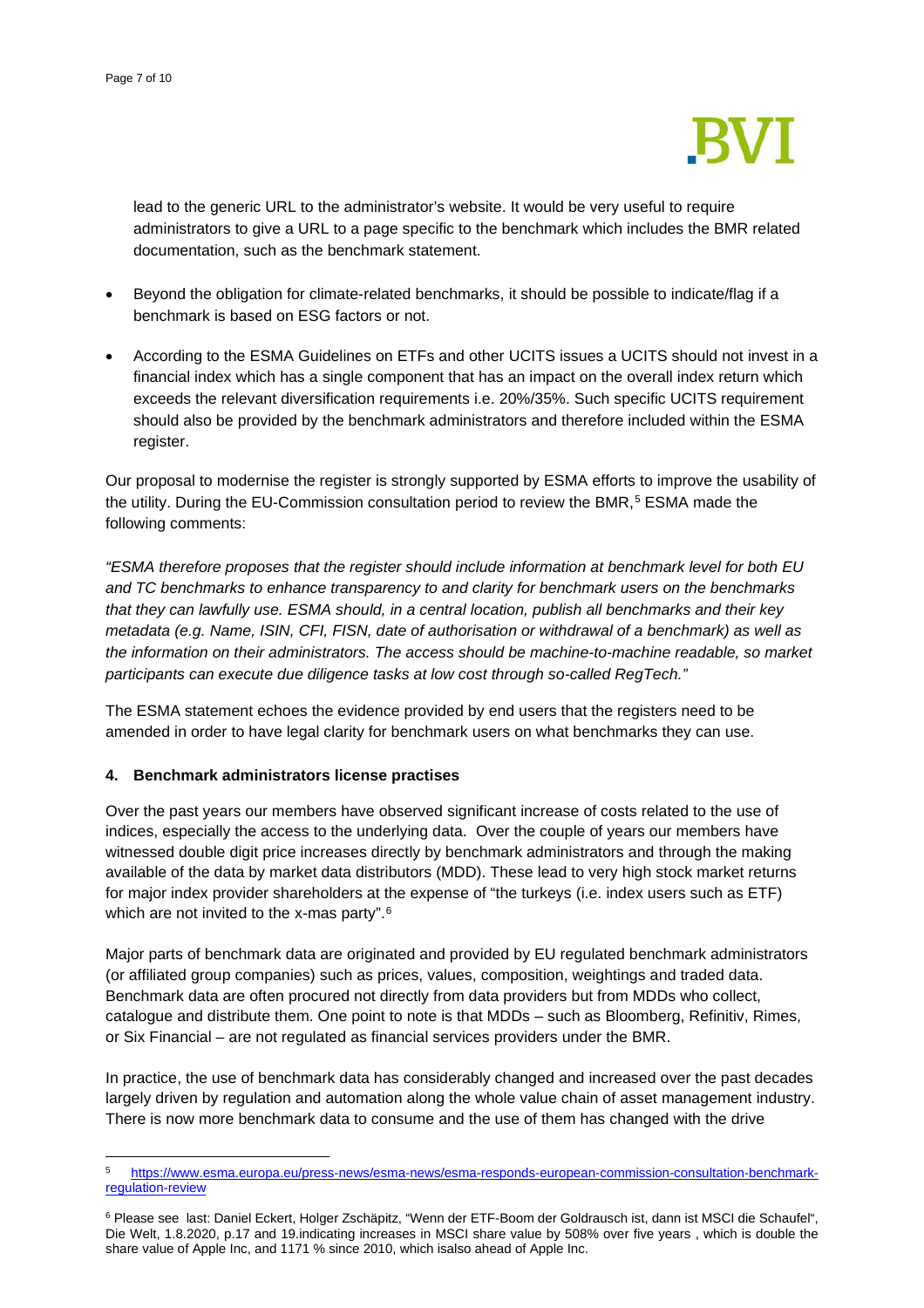lead to the generic URL to the administrator's website. It would be very useful to require administrators to give a URL to a page specific to the benchmark which includes the BMR related documentation, such as the benchmark statement.

- Beyond the obligation for climate-related benchmarks, it should be possible to indicate/flag if a benchmark is based on ESG factors or not.
- According to the ESMA Guidelines on ETFs and other UCITS issues a UCITS should not invest in a financial index which has a single component that has an impact on the overall index return which exceeds the relevant diversification requirements i.e. 20%/35%. Such specific UCITS requirement should also be provided by the benchmark administrators and therefore included within the ESMA register.

Our proposal to modernise the register is strongly supported by ESMA efforts to improve the usability of the utility. During the EU-Commission consultation period to review the BMR,[5] ESMA made the following comments:

*"ESMA therefore proposes that the register should include information at benchmark level for both EU and TC benchmarks to enhance transparency to and clarity for benchmark users on the benchmarks that they can lawfully use. ESMA should, in a central location, publish all benchmarks and their key metadata (e.g. Name, ISIN, CFI, FISN, date of authorisation or withdrawal of a benchmark) as well as the information on their administrators. The access should be machine-to-machine readable, so market participants can execute due diligence tasks at low cost through so-called RegTech."*

The ESMA statement echoes the evidence provided by end users that the registers need to be amended in order to have legal clarity for benchmark users on what benchmarks they can use.

### 4. Benchmark administrators license practises

Over the past years our members have observed significant increase of costs related to the use of indices, especially the access to the underlying data. Over the couple of years our members have witnessed double digit price increases directly by benchmark administrators and through the making available of the data by market data distributors (MDD). These lead to very high stock market returns for major index provider shareholders at the expense of "the turkeys (i.e. index users such as ETF) which are not invited to the x-mas party".[6]

Major parts of benchmark data are originated and provided by EU regulated benchmark administrators (or affiliated group companies) such as prices, values, composition, weightings and traded data. Benchmark data are often procured not directly from data providers but from MDDs who collect, catalogue and distribute them. One point to note is that MDDs – such as Bloomberg, Refinitiv, Rimes, or Six Financial – are not regulated as financial services providers under the BMR.

In practice, the use of benchmark data has considerably changed and increased over the past decades largely driven by regulation and automation along the whole value chain of asset management industry. There is now more benchmark data to consume and the use of them has changed with the drive

---

[5] https://www.esma.europa.eu/press-news/esma-news/esma-responds-european-commission-consultation-benchmark-regulation-review

[6] Please see last: Daniel Eckert, Holger Zschäpitz, "Wenn der ETF-Boom der Goldrausch ist, dann ist MSCI die Schaufel", Die Welt, 1.8.2020, p.17 and 19.indicating increases in MSCI share value by 508% over five years , which is double the share value of Apple Inc, and 1171 % since 2010, which isalso ahead of Apple Inc.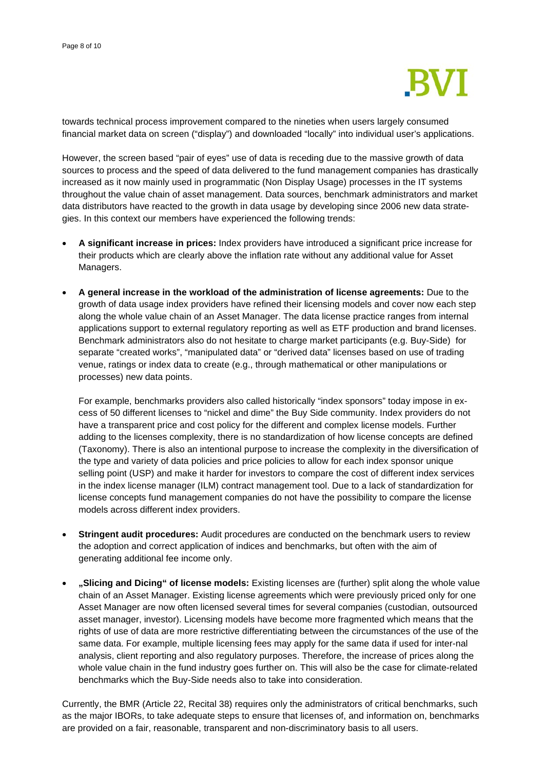towards technical process improvement compared to the nineties when users largely consumed financial market data on screen ("display") and downloaded "locally" into individual user's applications.

However, the screen based "pair of eyes" use of data is receding due to the massive growth of data sources to process and the speed of data delivered to the fund management companies has drastically increased as it now mainly used in programmatic (Non Display Usage) processes in the IT systems throughout the value chain of asset management. Data sources, benchmark administrators and market data distributors have reacted to the growth in data usage by developing since 2006 new data strategies. In this context our members have experienced the following trends:

- **A significant increase in prices:** Index providers have introduced a significant price increase for their products which are clearly above the inflation rate without any additional value for Asset Managers.

- **A general increase in the workload of the administration of license agreements:** Due to the growth of data usage index providers have refined their licensing models and cover now each step along the whole value chain of an Asset Manager. The data license practice ranges from internal applications support to external regulatory reporting as well as ETF production and brand licenses. Benchmark administrators also do not hesitate to charge market participants (e.g. Buy-Side) for separate "created works", "manipulated data" or "derived data" licenses based on use of trading venue, ratings or index data to create (e.g., through mathematical or other manipulations or processes) new data points.

  For example, benchmarks providers also called historically "index sponsors" today impose in excess of 50 different licenses to "nickel and dime" the Buy Side community. Index providers do not have a transparent price and cost policy for the different and complex license models. Further adding to the licenses complexity, there is no standardization of how license concepts are defined (Taxonomy). There is also an intentional purpose to increase the complexity in the diversification of the type and variety of data policies and price policies to allow for each index sponsor unique selling point (USP) and make it harder for investors to compare the cost of different index services in the index license manager (ILM) contract management tool. Due to a lack of standardization for license concepts fund management companies do not have the possibility to compare the license models across different index providers.

- **Stringent audit procedures:** Audit procedures are conducted on the benchmark users to review the adoption and correct application of indices and benchmarks, but often with the aim of generating additional fee income only.

- **„Slicing and Dicing" of license models:** Existing licenses are (further) split along the whole value chain of an Asset Manager. Existing license agreements which were previously priced only for one Asset Manager are now often licensed several times for several companies (custodian, outsourced asset manager, investor). Licensing models have become more fragmented which means that the rights of use of data are more restrictive differentiating between the circumstances of the use of the same data. For example, multiple licensing fees may apply for the same data if used for inter-nal analysis, client reporting and also regulatory purposes. Therefore, the increase of prices along the whole value chain in the fund industry goes further on. This will also be the case for climate-related benchmarks which the Buy-Side needs also to take into consideration.

Currently, the BMR (Article 22, Recital 38) requires only the administrators of critical benchmarks, such as the major IBORs, to take adequate steps to ensure that licenses of, and information on, benchmarks are provided on a fair, reasonable, transparent and non-discriminatory basis to all users.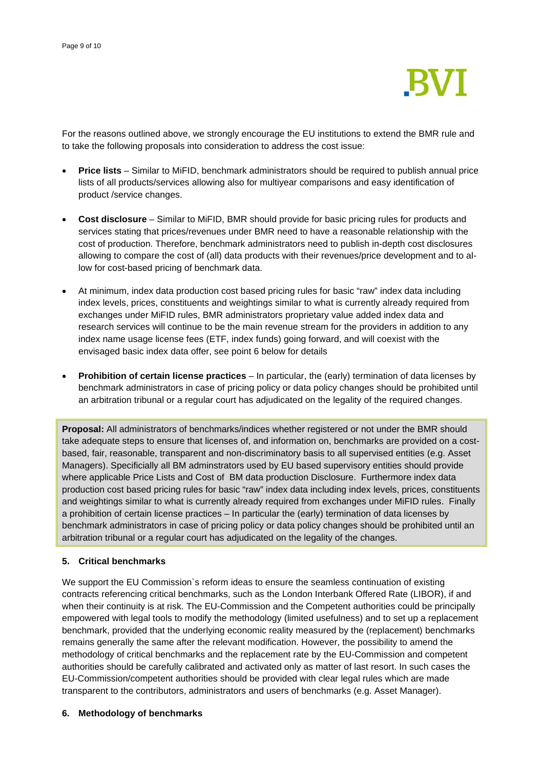For the reasons outlined above, we strongly encourage the EU institutions to extend the BMR rule and to take the following proposals into consideration to address the cost issue:

- **Price lists** – Similar to MiFID, benchmark administrators should be required to publish annual price lists of all products/services allowing also for multiyear comparisons and easy identification of product /service changes.
- **Cost disclosure** – Similar to MiFID, BMR should provide for basic pricing rules for products and services stating that prices/revenues under BMR need to have a reasonable relationship with the cost of production. Therefore, benchmark administrators need to publish in-depth cost disclosures allowing to compare the cost of (all) data products with their revenues/price development and to allow for cost-based pricing of benchmark data.
- At minimum, index data production cost based pricing rules for basic "raw" index data including index levels, prices, constituents and weightings similar to what is currently already required from exchanges under MiFID rules, BMR administrators proprietary value added index data and research services will continue to be the main revenue stream for the providers in addition to any index name usage license fees (ETF, index funds) going forward, and will coexist with the envisaged basic index data offer, see point 6 below for details
- **Prohibition of certain license practices** – In particular, the (early) termination of data licenses by benchmark administrators in case of pricing policy or data policy changes should be prohibited until an arbitration tribunal or a regular court has adjudicated on the legality of the required changes.

**Proposal:** All administrators of benchmarks/indices whether registered or not under the BMR should take adequate steps to ensure that licenses of, and information on, benchmarks are provided on a cost-based, fair, reasonable, transparent and non-discriminatory basis to all supervised entities (e.g. Asset Managers). Specificially all BM adminstrators used by EU based supervisory entities should provide where applicable Price Lists and Cost of BM data production Disclosure. Furthermore index data production cost based pricing rules for basic "raw" index data including index levels, prices, constituents and weightings similar to what is currently already required from exchanges under MiFID rules. Finally a prohibition of certain license practices – In particular the (early) termination of data licenses by benchmark administrators in case of pricing policy or data policy changes should be prohibited until an arbitration tribunal or a regular court has adjudicated on the legality of the changes.

## 5. Critical benchmarks

We support the EU Commission`s reform ideas to ensure the seamless continuation of existing contracts referencing critical benchmarks, such as the London Interbank Offered Rate (LIBOR), if and when their continuity is at risk. The EU-Commission and the Competent authorities could be principally empowered with legal tools to modify the methodology (limited usefulness) and to set up a replacement benchmark, provided that the underlying economic reality measured by the (replacement) benchmarks remains generally the same after the relevant modification. However, the possibility to amend the methodology of critical benchmarks and the replacement rate by the EU-Commission and competent authorities should be carefully calibrated and activated only as matter of last resort. In such cases the EU-Commission/competent authorities should be provided with clear legal rules which are made transparent to the contributors, administrators and users of benchmarks (e.g. Asset Manager).

## 6. Methodology of benchmarks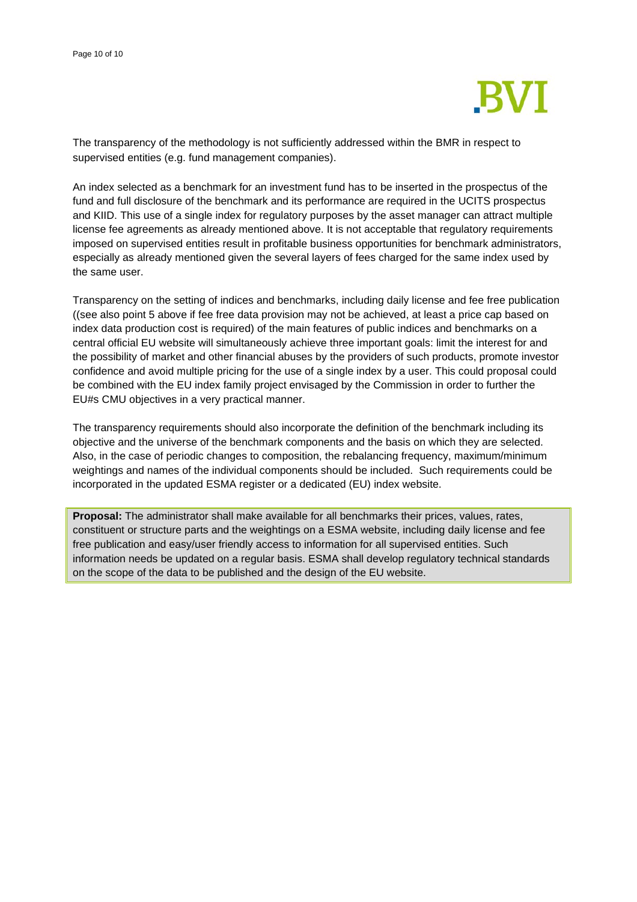The transparency of the methodology is not sufficiently addressed within the BMR in respect to supervised entities (e.g. fund management companies).

An index selected as a benchmark for an investment fund has to be inserted in the prospectus of the fund and full disclosure of the benchmark and its performance are required in the UCITS prospectus and KIID. This use of a single index for regulatory purposes by the asset manager can attract multiple license fee agreements as already mentioned above. It is not acceptable that regulatory requirements imposed on supervised entities result in profitable business opportunities for benchmark administrators, especially as already mentioned given the several layers of fees charged for the same index used by the same user.

Transparency on the setting of indices and benchmarks, including daily license and fee free publication ((see also point 5 above if fee free data provision may not be achieved, at least a price cap based on index data production cost is required) of the main features of public indices and benchmarks on a central official EU website will simultaneously achieve three important goals: limit the interest for and the possibility of market and other financial abuses by the providers of such products, promote investor confidence and avoid multiple pricing for the use of a single index by a user. This could proposal could be combined with the EU index family project envisaged by the Commission in order to further the EU#s CMU objectives in a very practical manner.

The transparency requirements should also incorporate the definition of the benchmark including its objective and the universe of the benchmark components and the basis on which they are selected. Also, in the case of periodic changes to composition, the rebalancing frequency, maximum/minimum weightings and names of the individual components should be included. Such requirements could be incorporated in the updated ESMA register or a dedicated (EU) index website.

**Proposal:** The administrator shall make available for all benchmarks their prices, values, rates, constituent or structure parts and the weightings on a ESMA website, including daily license and fee free publication and easy/user friendly access to information for all supervised entities. Such information needs be updated on a regular basis. ESMA shall develop regulatory technical standards on the scope of the data to be published and the design of the EU website.